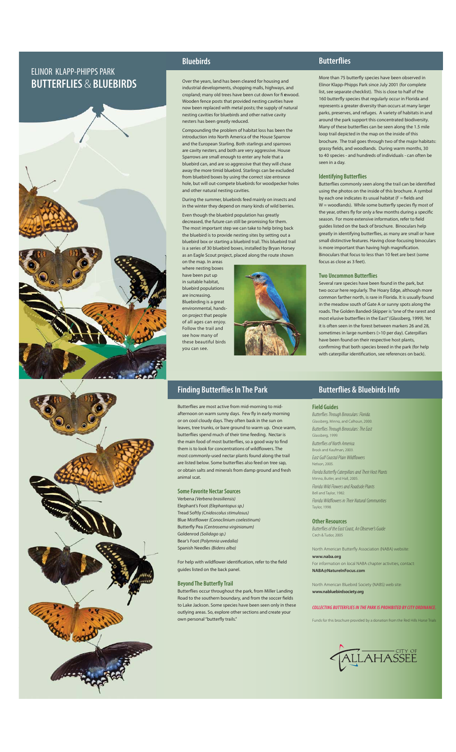# ELINOR KLAPP-PHIPPS PARK
# BUTTERFLIES & BLUEBIRDS

## Bluebirds

Over the years, land has been cleared for housing and industrial developments, shopping malls, highways, and cropland; many old trees have been cut down for firewood. Wooden fence posts that provided nesting cavities have now been replaced with metal posts; the supply of natural nesting cavities for bluebirds and other native cavity nesters has been greatly reduced.

Compounding the problem of habitat loss has been the introduction into North America of the House Sparrow and the European Starling. Both starlings and sparrows are cavity nesters, and both are very aggressive. House Sparrows are small enough to enter any hole that a bluebird can, and are so aggressive that they will chase away the more timid bluebird. Starlings can be excluded from bluebird boxes by using the correct size entrance hole, but will out-compete bluebirds for woodpecker holes and other natural nesting cavities.

During the summer, bluebirds feed mainly on insects and in the winter they depend on many kinds of wild berries.

Even though the bluebird population has greatly decreased, the future can still be promising for them. The most important step we can take to help bring back the bluebird is to provide nesting sites by setting out a bluebird box or starting a bluebird trail. This bluebird trail is a series of 30 bluebird boxes, installed by Bryan Horsey as an Eagle Scout project, placed along the route shown on the map. In areas where nesting boxes have been put up in suitable habitat, bluebird populations are increasing. Bluebirding is a great environmental, hands-on project that people of all ages can enjoy. Follow the trail and see how many of these beautiful birds you can see.

## Butterflies

More than 75 butterfly species have been observed in Elinor Klapp-Phipps Park since July 2001 (for complete list, see separate checklist). This is close to half of the 160 butterfly species that regularly occur in Florida and represents a greater diversity than occurs at many larger parks, preserves, and refuges. A variety of habitats in and around the park support this concentrated biodiversity. Many of these butterflies can be seen along the 1.5 mile loop trail depicted in the map on the inside of this brochure. The trail goes through two of the major habitats: grassy fields, and woodlands. During warm months, 30 to 40 species - and hundreds of individuals - can often be seen in a day.

### Identifying Butterflies

Butterflies commonly seen along the trail can be identified using the photos on the inside of this brochure. A symbol by each one indicates its usual habitat (F = fields and W = woodlands). While some butterfly species fly most of the year, others fly for only a few months during a specific season. For more extensive information, refer to field guides listed on the back of brochure. Binoculars help greatly in identifying butterflies, as many are small or have small distinctive features. Having close-focusing binoculars is more important than having high magnification. Binoculars that focus to less than 10 feet are best (some focus as close as 3 feet).

### Two Uncommon Butterflies

Several rare species have been found in the park, but two occur here regularly. The Hoary Edge, although more common farther north, is rare in Florida. It is usually found in the meadow south of Gate A or sunny spots along the roads. The Golden Banded-Skipper is "one of the rarest and most elusive butterflies in the East" (Glassberg, 1999). Yet it is often seen in the forest between markers 26 and 28, sometimes in large numbers (>10 per day). Caterpillars have been found on their respective host plants, confirming that both species breed in the park (for help with caterpillar identification, see references on back).

## Finding Butterflies In The Park

Butterflies are most active from mid-morning to mid-afternoon on warm sunny days. Few fly in early morning or on cool cloudy days. They often bask in the sun on leaves, tree trunks, or bare ground to warm up. Once warm, butterflies spend much of their time feeding. Nectar is the main food of most butterflies, so a good way to find them is to look for concentrations of wildflowers. The most commonly-used nectar plants found along the trail are listed below. Some butterflies also feed on tree sap, or obtain salts and minerals from damp ground and fresh animal scat.

### Some Favorite Nectar Sources

Verbena *(Verbena brasiliensis)*
Elephant's Foot *(Elephantopus sp.)*
Tread Softly *(Cnidoscolus stimulosus)*
Blue Mistflower *(Conoclinium coelestinum)*
Butterfly Pea *(Centrosema virginianum)*
Goldenrod *(Solidago sp.)*
Bear's Foot *(Polymnia uvedalia)*
Spanish Needles *(Bidens alba)*

For help with wildflower identification, refer to the field guides listed on the back panel.

### Beyond The Butterfly Trail

Butterflies occur throughout the park, from Miller Landing Road to the southern boundary, and from the soccer fields to Lake Jackson. Some species have been seen only in these outlying areas. So, explore other sections and create your own personal "butterfly trails."

## Butterflies & Bluebirds Info

### Field Guides

*Butterflies Through Binoculars: Florida.*
Glassberg, Minno, and Calhoun, 2000.

*Butterflies Through Binoculars: The East*
Glassberg, 1999.

*Butterflies of North America.*
Brock and Kaufman, 2003.

*East Gulf Coastal Plain Wildflowers*
Nelson, 2005.

*Florida Butterfly Caterpillars and Their Host Plants*
Minno, Butler, and Hall, 2005.

*Florida Wild Flowers and Roadside Plants*
Bell and Taylor, 1982.

*Florida Wildflowers in Their Natural Communities*
Taylor, 1998.

### Other Resources

*Butterflies of the East Coast, An Observer's Guide*
Cech & Tudor, 2005

North American Butterfly Association (NABA) website:
**www.naba.org**
For information on local NABA chapter activities, contact:
**NABA@NatureInFocus.com**

North American Bluebird Society (NABS) web site:
**www.nabluebirdsociety.org**

***COLLECTING BUTTERFLIES IN THE PARK IS PROHIBITED BY CITY ORDINANCE.***

Funds for this brochure provided by a donation from the Red Hills Horse Trials

CITY OF TALLAHASSEE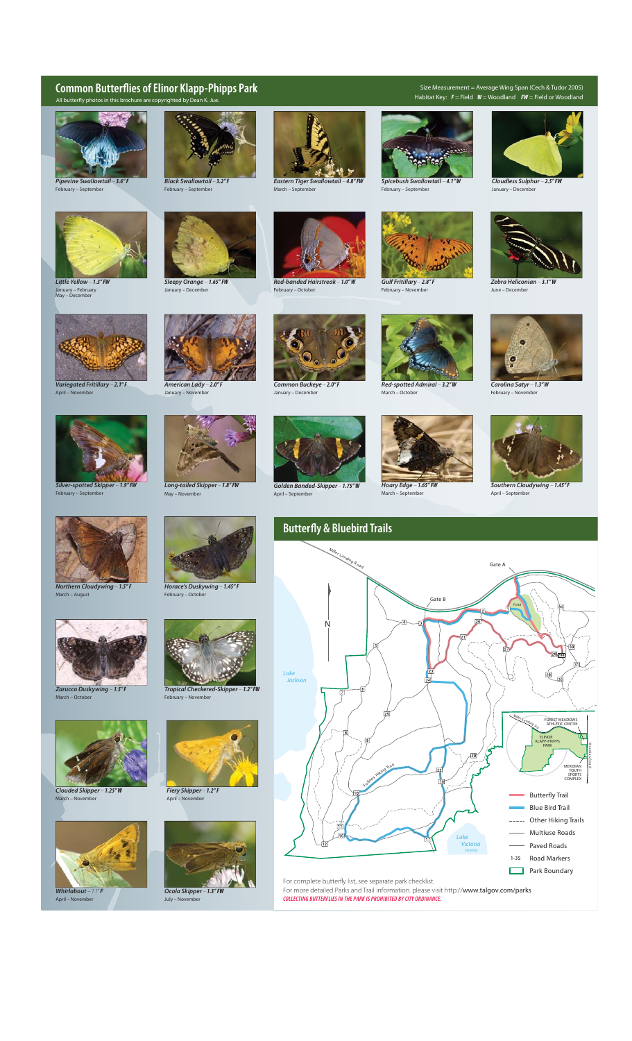## Common Butterflies of Elinor Klapp-Phipps Park

All butterfly photos in this brochure are copyrighted by Dean K. Jue.

Size Measurement = Average Wing Span (Cech & Tudor 2005)
Habitat Key: ***F*** = Field ***W*** = Woodland ***FW*** = Field or Woodland

***Pipevine Swallowtail** – 3.6" F*
February – September

***Black Swallowtail** – 3.2" F*
February – September

***Eastern Tiger Swallowtail** – 4.8" FW*
March – September

***Spicebush Swallowtail** – 4.1" W*
February – September

***Cloudless Sulphur** – 2.5" FW*
January – December

***Little Yellow** – 1.3" FW*
January – February
May – December

***Sleepy Orange** – 1.65" FW*
January – December

***Red-banded Hairstreak** – 1.0" W*
February – October

***Gulf Fritillary** – 2.8" F*
February – November

***Zebra Heliconian** – 3.1" W*
June – December

***Variegated Fritillary** – 2.1" F*
April – November

***American Lady** – 2.0" F*
January – November

***Common Buckeye** – 2.0" F*
January – December

***Red-spotted Admiral** – 3.2" W*
March – October

***Carolina Satyr** – 1.3" W*
February – November

***Silver-spotted Skipper** – 1.9" FW*
February – September

***Long-tailed Skipper** – 1.8" FW*
May – November

***Golden Banded-Skipper** – 1.75" W*
April – September

***Hoary Edge** – 1.65" FW*
March – September

***Southern Cloudywing** – 1.45" F*
April – September

***Northern Cloudywing** – 1.5" F*
March – August

***Horace's Duskywing** – 1.45" F*
February – October

***Zarucco Duskywing** – 1.5" F*
March – October

***Tropical Checkered-Skipper** – 1.2" FW*
February – November

***Clouded Skipper** – 1.25" W*
March – November

***Fiery Skipper** – 1.2" F*
April – November

***Whirlabout** – 1.1" F*
April – November

***Ocola Skipper** – 1.3" FW*
July – November

## Butterfly & Bluebird Trails

Millers Landing Road
Gate A
Gate B
Field
N
Lake Jackson
Lake Victoria
Fallows Hiking Trail
FOREST MEADOWS ATHLETIC CENTER
ELINOR KLAPP-PHIPPS PARK
MERIDIAN YOUTH SPORTS COMPLEX
Millers Landing Rd
Meridian Road

Butterfly Trail
Blue Bird Trail
Other Hiking Trails
Multiuse Roads
Paved Roads
1-35 Road Markers
Park Boundary

For complete butterfly list, see separate park checklist.
For more detailed Parks and Trail information. please visit http://www.talgov.com/parks
***COLLECTING BUTTERFLIES IN THE PARK IS PROHIBITED BY CITY ORDINANCE.***